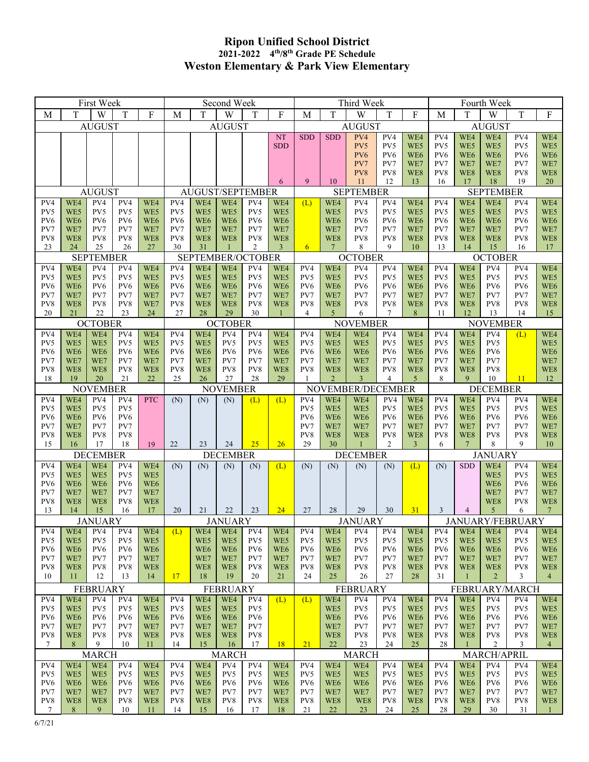# Ripon Unified School District

## 2021-2022 4th/8th Grade PE Schedule

## Weston Elementary & Park View Elementary

| First Week | | | | | Second Week | | | | | Third Week | | | | | Fourth Week | | | | |
|---|---|---|---|---|---|---|---|---|---|---|---|---|---|---|---|---|---|---|---|
| M | T | W | T | F | M | T | W | T | F | M | T | W | T | F | M | T | W | T | F |
| AUGUST | | | | | AUGUST | | | | | AUGUST | | | | | AUGUST | | | | |
| | | | | | | | | | NT<br>SDD<br>6 | SDD<br>9 | SDD<br>10 | PV4<br>PV5<br>PV6<br>PV7<br>PV8<br>11 | PV4<br>PV5<br>PV6<br>PV7<br>PV8<br>12 | WE4<br>WE5<br>WE6<br>WE7<br>WE8<br>13 | PV4<br>PV5<br>PV6<br>PV7<br>PV8<br>16 | WE4<br>WE5<br>WE6<br>WE7<br>WE8<br>17 | WE4<br>WE5<br>WE6<br>WE7<br>WE8<br>18 | PV4<br>PV5<br>PV6<br>PV7<br>PV8<br>19 | WE4<br>WE5<br>WE6<br>WE7<br>WE8<br>20 |
| AUGUST | | | | | AUGUST/SEPTEMBER | | | | | SEPTEMBER | | | | | SEPTEMBER | | | | |
| PV4<br>PV5<br>PV6<br>PV7<br>PV8<br>23 | WE4<br>WE5<br>WE6<br>WE7<br>WE8<br>24 | PV4<br>PV5<br>PV6<br>PV7<br>PV8<br>25 | PV4<br>PV5<br>PV6<br>PV7<br>PV8<br>26 | WE4<br>WE5<br>WE6<br>WE7<br>WE8<br>27 | PV4<br>PV5<br>PV6<br>PV7<br>PV8<br>30 | WE4<br>WE5<br>WE6<br>WE7<br>WE8<br>31 | WE4<br>WE5<br>WE6<br>WE7<br>WE8<br>1 | PV4<br>PV5<br>PV6<br>PV7<br>PV8<br>2 | WE4<br>WE5<br>WE6<br>WE7<br>WE8<br>3 | (L)<br>6 | WE4<br>WE5<br>WE6<br>WE7<br>WE8<br>7 | PV4<br>PV5<br>PV6<br>PV7<br>PV8<br>8 | PV4<br>PV5<br>PV6<br>PV7<br>PV8<br>9 | WE4<br>WE5<br>WE6<br>WE7<br>WE8<br>10 | PV4<br>PV5<br>PV6<br>PV7<br>PV8<br>13 | WE4<br>WE5<br>WE6<br>WE7<br>WE8<br>14 | WE4<br>WE5<br>WE6<br>WE7<br>WE8<br>15 | PV4<br>PV5<br>PV6<br>PV7<br>PV8<br>16 | WE4<br>WE5<br>WE6<br>WE7<br>WE8<br>17 |
| SEPTEMBER | | | | | SEPTEMBER/OCTOBER | | | | | OCTOBER | | | | | OCTOBER | | | | |
| PV4<br>PV5<br>PV6<br>PV7<br>PV8<br>20 | WE4<br>WE5<br>WE6<br>WE7<br>WE8<br>21 | PV4<br>PV5<br>PV6<br>PV7<br>PV8<br>22 | PV4<br>PV5<br>PV6<br>PV7<br>PV8<br>23 | WE4<br>WE5<br>WE6<br>WE7<br>WE7<br>24 | PV4<br>PV5<br>PV6<br>PV7<br>PV8<br>27 | WE4<br>WE5<br>WE6<br>WE7<br>WE8<br>28 | WE4<br>WE5<br>WE6<br>WE7<br>WE8<br>29 | PV4<br>PV5<br>PV6<br>PV7<br>PV8<br>30 | WE4<br>WE5<br>WE6<br>WE7<br>WE8<br>1 | PV4<br>PV5<br>PV6<br>PV7<br>PV8<br>4 | WE4<br>WE5<br>WE6<br>WE7<br>WE8<br>5 | PV4<br>PV5<br>PV6<br>PV7<br>PV8<br>6 | PV4<br>PV5<br>PV6<br>PV7<br>PV8<br>7 | WE4<br>WE5<br>WE6<br>WE7<br>WE8<br>8 | PV4<br>PV5<br>PV6<br>PV7<br>PV8<br>11 | WE4<br>WE5<br>WE6<br>WE7<br>WE8<br>12 | PV4<br>PV5<br>PV6<br>PV7<br>PV8<br>13 | PV4<br>PV5<br>PV6<br>PV7<br>PV8<br>14 | WE4<br>WE5<br>WE6<br>WE7<br>WE8<br>15 |
| OCTOBER | | | | | OCTOBER | | | | | NOVEMBER | | | | | NOVEMBER | | | | |
| PV4<br>PV5<br>PV6<br>PV7<br>PV8<br>18 | WE4<br>WE5<br>WE6<br>WE7<br>WE8<br>19 | WE4<br>WE5<br>WE6<br>WE7<br>WE8<br>20 | PV4<br>PV5<br>PV6<br>PV7<br>PV8<br>21 | WE4<br>WE5<br>WE6<br>WE7<br>WE8<br>22 | PV4<br>PV5<br>PV6<br>PV7<br>PV8<br>25 | WE4<br>WE5<br>WE6<br>WE7<br>WE8<br>26 | PV4<br>PV5<br>PV6<br>PV7<br>PV8<br>27 | PV4<br>PV5<br>PV6<br>PV7<br>PV8<br>28 | WE4<br>WE5<br>WE6<br>WE7<br>WE8<br>29 | PV4<br>PV5<br>PV6<br>PV7<br>PV8<br>1 | WE4<br>WE5<br>WE6<br>WE7<br>WE8<br>2 | WE4<br>WE5<br>WE6<br>WE7<br>WE8<br>3 | PV4<br>PV5<br>PV6<br>PV7<br>PV8<br>4 | WE4<br>WE5<br>WE6<br>WE7<br>WE8<br>5 | PV4<br>PV5<br>PV6<br>PV7<br>PV8<br>8 | WE4<br>WE5<br>WE6<br>WE7<br>WE8<br>9 | PV4<br>PV5<br>PV6<br>PV7<br>PV8<br>10 | (L)<br>11 | WE4<br>WE5<br>WE6<br>WE7<br>WE8<br>12 |
| NOVEMBER | | | | | NOVEMBER | | | | | NOVEMBER/DECEMBER | | | | | DECEMBER | | | | |
| PV4<br>PV5<br>PV6<br>PV7<br>PV8<br>15 | WE4<br>WE5<br>WE6<br>WE7<br>WE8<br>16 | PV4<br>PV5<br>PV6<br>PV7<br>PV8<br>17 | PV4<br>PV5<br>PV6<br>PV7<br>PV8<br>18 | PTC<br>19 | (N)<br>22 | (N)<br>23 | (N)<br>24 | (L)<br>25 | (L)<br>26 | PV4<br>PV5<br>PV6<br>PV7<br>PV8<br>29 | WE4<br>WE5<br>WE6<br>WE7<br>WE8<br>30 | WE4<br>WE5<br>WE6<br>WE7<br>WE8<br>1 | PV4<br>PV5<br>PV6<br>PV7<br>PV8<br>2 | WE4<br>WE5<br>WE6<br>WE7<br>WE8<br>3 | PV4<br>PV5<br>PV6<br>PV7<br>PV8<br>6 | WE4<br>WE5<br>WE6<br>WE7<br>WE8<br>7 | PV4<br>PV5<br>PV6<br>PV7<br>PV8<br>8 | PV4<br>PV5<br>PV6<br>PV7<br>PV8<br>9 | WE4<br>WE5<br>WE6<br>WE7<br>WE8<br>10 |
| DECEMBER | | | | | DECEMBER | | | | | DECEMBER | | | | | JANUARY | | | | |
| PV4<br>PV5<br>PV6<br>PV7<br>PV8<br>13 | WE4<br>WE5<br>WE6<br>WE7<br>WE8<br>14 | WE4<br>WE5<br>WE6<br>WE7<br>WE8<br>15 | PV4<br>PV5<br>PV6<br>PV7<br>PV8<br>16 | WE4<br>WE5<br>WE6<br>WE7<br>WE8<br>17 | (N)<br>20 | (N)<br>21 | (N)<br>22 | (N)<br>23 | (L)<br>24 | (N)<br>27 | (N)<br>28 | (N)<br>29 | (N)<br>30 | (L)<br>31 | (N)<br>3 | SDD<br>4 | WE4<br>WE5<br>WE6<br>WE7<br>WE8<br>5 | PV4<br>PV5<br>PV6<br>PV7<br>PV8<br>6 | WE4<br>WE5<br>WE6<br>WE7<br>WE8<br>7 |
| JANUARY | | | | | JANUARY | | | | | JANUARY | | | | | JANUARY/FEBRUARY | | | | |
| PV4<br>PV5<br>PV6<br>PV7<br>PV8<br>10 | WE4<br>WE5<br>WE6<br>WE7<br>WE8<br>11 | PV4<br>PV5<br>PV6<br>PV7<br>PV8<br>12 | PV4<br>PV5<br>PV6<br>PV7<br>PV8<br>13 | WE4<br>WE5<br>WE6<br>WE7<br>WE8<br>14 | (L)<br>17 | WE4<br>WE5<br>WE6<br>WE7<br>WE8<br>18 | WE4<br>WE5<br>WE6<br>WE7<br>WE8<br>19 | PV4<br>PV5<br>PV6<br>PV7<br>PV8<br>20 | WE4<br>WE5<br>WE6<br>WE7<br>WE8<br>21 | PV4<br>PV5<br>PV6<br>PV7<br>PV8<br>24 | WE4<br>WE5<br>WE6<br>WE7<br>WE8<br>25 | PV4<br>PV5<br>PV6<br>PV7<br>PV8<br>26 | PV4<br>PV5<br>PV6<br>PV7<br>PV8<br>27 | WE4<br>WE5<br>WE6<br>WE7<br>WE8<br>28 | PV4<br>PV5<br>PV6<br>PV7<br>PV8<br>31 | WE4<br>WE5<br>WE6<br>WE7<br>WE8<br>1 | WE4<br>WE5<br>WE6<br>WE7<br>WE8<br>2 | PV4<br>PV5<br>PV6<br>PV7<br>PV8<br>3 | WE4<br>WE5<br>WE6<br>WE7<br>WE8<br>4 |
| FEBRUARY | | | | | FEBRUARY | | | | | FEBRUARY | | | | | FEBRUARY/MARCH | | | | |
| PV4<br>PV5<br>PV6<br>PV7<br>PV8<br>7 | WE4<br>WE5<br>WE6<br>WE7<br>WE8<br>8 | PV4<br>PV5<br>PV6<br>PV7<br>PV8<br>9 | PV4<br>PV5<br>PV6<br>PV7<br>PV8<br>10 | WE4<br>WE5<br>WE6<br>WE7<br>WE8<br>11 | PV4<br>PV5<br>PV6<br>PV7<br>PV8<br>14 | WE4<br>WE5<br>WE6<br>WE7<br>WE8<br>15 | WE4<br>WE5<br>WE6<br>WE7<br>WE8<br>16 | PV4<br>PV5<br>PV6<br>PV7<br>PV8<br>17 | (L)<br>18 | (L)<br>21 | WE4<br>WE5<br>WE6<br>WE7<br>WE8<br>22 | PV4<br>PV5<br>PV6<br>PV7<br>PV8<br>23 | PV4<br>PV5<br>PV6<br>PV7<br>PV8<br>24 | WE4<br>WE5<br>WE6<br>WE7<br>WE8<br>25 | PV4<br>PV5<br>PV6<br>PV7<br>PV8<br>28 | WE4<br>WE5<br>WE6<br>WE7<br>WE8<br>1 | PV4<br>PV5<br>PV6<br>PV7<br>PV8<br>2 | PV4<br>PV5<br>PV6<br>PV7<br>PV8<br>3 | WE4<br>WE5<br>WE6<br>WE7<br>WE8<br>4 |
| MARCH | | | | | MARCH | | | | | MARCH | | | | | MARCH/APRIL | | | | |
| PV4<br>PV5<br>PV6<br>PV7<br>PV8<br>7 | WE4<br>WE5<br>WE6<br>WE7<br>WE8<br>8 | WE4<br>WE5<br>WE6<br>WE7<br>WE8<br>9 | PV4<br>PV5<br>PV6<br>PV7<br>PV8<br>10 | WE4<br>WE5<br>WE6<br>WE7<br>WE8<br>11 | PV4<br>PV5<br>PV6<br>PV7<br>PV8<br>14 | WE4<br>WE5<br>WE6<br>WE7<br>WE8<br>15 | PV4<br>PV5<br>PV6<br>PV7<br>PV8<br>16 | PV4<br>PV5<br>PV6<br>PV7<br>PV8<br>17 | WE4<br>WE5<br>WE6<br>WE7<br>WE8<br>18 | PV4<br>PV5<br>PV6<br>PV7<br>PV8<br>21 | WE4<br>WE5<br>WE6<br>WE7<br>WE8<br>22 | WE4<br>WE5<br>WE6<br>WE7<br>WE8<br>23 | PV4<br>PV5<br>PV6<br>PV7<br>PV8<br>24 | WE4<br>WE5<br>WE6<br>WE7<br>WE8<br>25 | PV4<br>PV5<br>PV6<br>PV7<br>PV8<br>28 | WE4<br>WE5<br>WE6<br>WE7<br>WE8<br>29 | PV4<br>PV5<br>PV6<br>PV7<br>PV8<br>30 | PV4<br>PV5<br>PV6<br>PV7<br>PV8<br>31 | WE4<br>WE5<br>WE6<br>WE7<br>WE8<br>1 |

6/7/21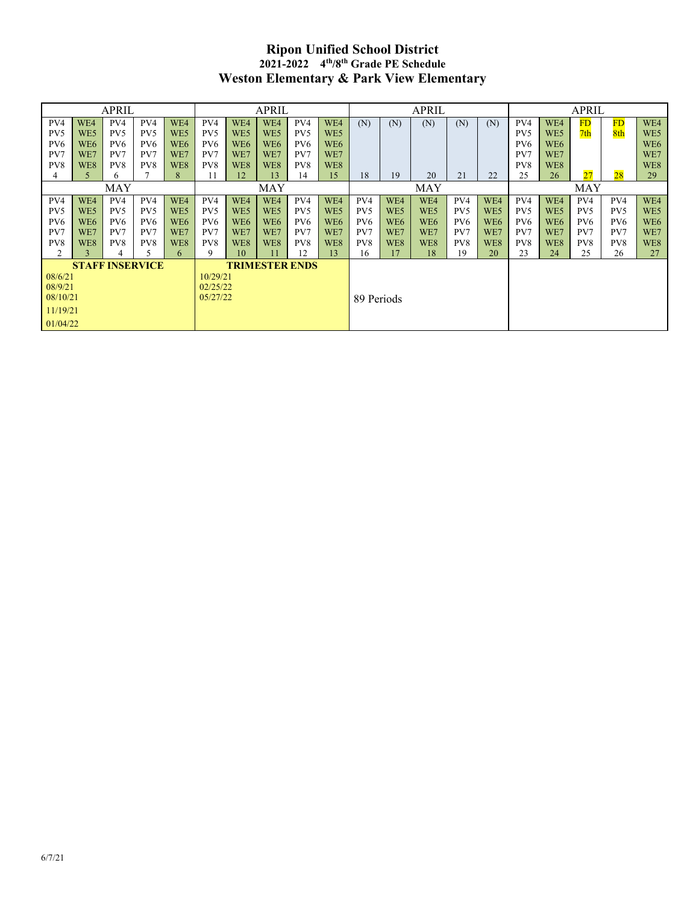# Ripon Unified School District

## 2021-2022 4th/8th Grade PE Schedule

## Weston Elementary & Park View Elementary

| APRIL | | | | | APRIL | | | | | APRIL | | | | | APRIL | | | | |
|---|---|---|---|---|---|---|---|---|---|---|---|---|---|---|---|---|---|---|---|
| PV4 | WE4 | PV4 | PV4 | WE4 | PV4 | WE4 | WE4 | PV4 | WE4 | (N) | (N) | (N) | (N) | (N) | PV4 | WE4 | FD | FD | WE4 |
| PV5 | WE5 | PV5 | PV5 | WE5 | PV5 | WE5 | WE5 | PV5 | WE5 | | | | | | PV5 | WE5 | 7th | 8th | WE5 |
| PV6 | WE6 | PV6 | PV6 | WE6 | PV6 | WE6 | WE6 | PV6 | WE6 | | | | | | PV6 | WE6 | | | WE6 |
| PV7 | WE7 | PV7 | PV7 | WE7 | PV7 | WE7 | WE7 | PV7 | WE7 | | | | | | PV7 | WE7 | | | WE7 |
| PV8 | WE8 | PV8 | PV8 | WE8 | PV8 | WE8 | WE8 | PV8 | WE8 | | | | | | PV8 | WE8 | | | WE8 |
| 4 | 5 | 6 | 7 | 8 | 11 | 12 | 13 | 14 | 15 | 18 | 19 | 20 | 21 | 22 | 25 | 26 | 27 | 28 | 29 |
| MAY | | | | | MAY | | | | | MAY | | | | | MAY | | | | |
| PV4 | WE4 | PV4 | PV4 | WE4 | PV4 | WE4 | WE4 | PV4 | WE4 | PV4 | WE4 | WE4 | PV4 | WE4 | PV4 | WE4 | PV4 | PV4 | WE4 |
| PV5 | WE5 | PV5 | PV5 | WE5 | PV5 | WE5 | WE5 | PV5 | WE5 | PV5 | WE5 | WE5 | PV5 | WE5 | PV5 | WE5 | PV5 | PV5 | WE5 |
| PV6 | WE6 | PV6 | PV6 | WE6 | PV6 | WE6 | WE6 | PV6 | WE6 | PV6 | WE6 | WE6 | PV6 | WE6 | PV6 | WE6 | PV6 | PV6 | WE6 |
| PV7 | WE7 | PV7 | PV7 | WE7 | PV7 | WE7 | WE7 | PV7 | WE7 | PV7 | WE7 | WE7 | PV7 | WE7 | PV7 | WE7 | PV7 | PV7 | WE7 |
| PV8 | WE8 | PV8 | PV8 | WE8 | PV8 | WE8 | WE8 | PV8 | WE8 | PV8 | WE8 | WE8 | PV8 | WE8 | PV8 | WE8 | PV8 | PV8 | WE8 |
| 2 | 3 | 4 | 5 | 6 | 9 | 10 | 11 | 12 | 13 | 16 | 17 | 18 | 19 | 20 | 23 | 24 | 25 | 26 | 27 |

**STAFF INSERVICE**

08/6/21
08/9/21
08/10/21
11/19/21
01/04/22

**TRIMESTER ENDS**

10/29/21
02/25/22
05/27/22

89 Periods